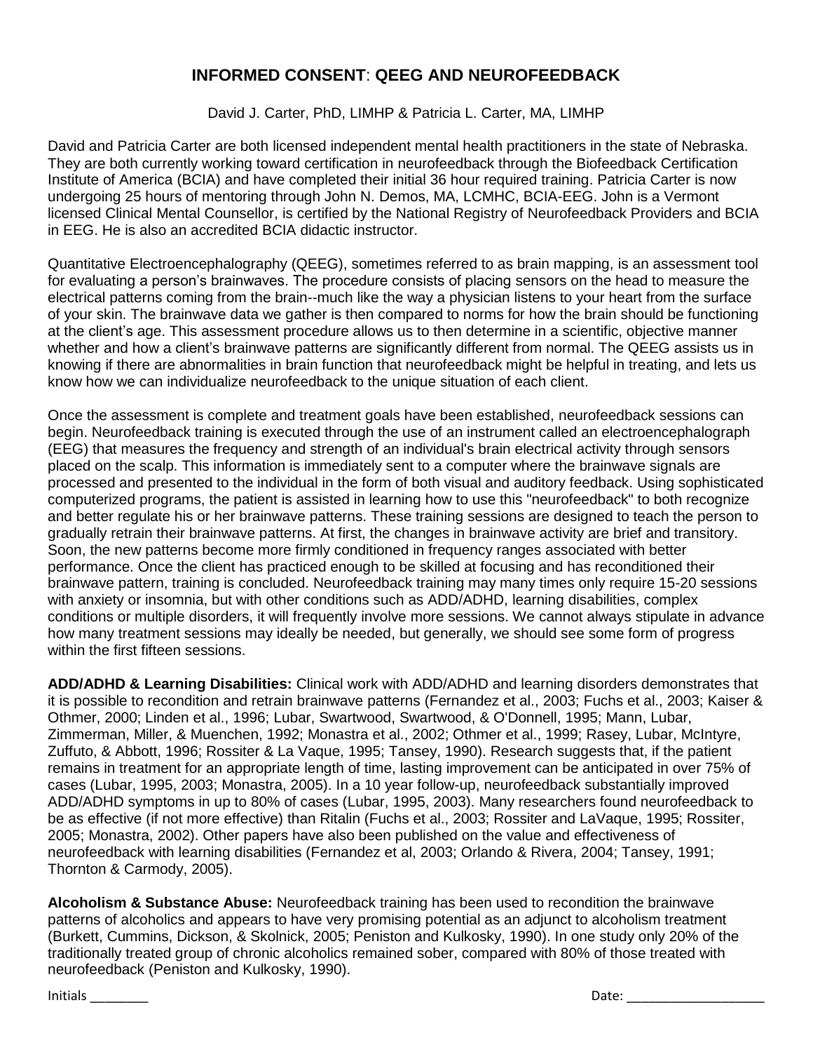# INFORMED CONSENT: QEEG AND NEUROFEEDBACK

David J. Carter, PhD, LIMHP & Patricia L. Carter, MA, LIMHP

David and Patricia Carter are both licensed independent mental health practitioners in the state of Nebraska. They are both currently working toward certification in neurofeedback through the Biofeedback Certification Institute of America (BCIA) and have completed their initial 36 hour required training. Patricia Carter is now undergoing 25 hours of mentoring through John N. Demos, MA, LCMHC, BCIA-EEG. John is a Vermont licensed Clinical Mental Counsellor, is certified by the National Registry of Neurofeedback Providers and BCIA in EEG. He is also an accredited BCIA didactic instructor.

Quantitative Electroencephalography (QEEG), sometimes referred to as brain mapping, is an assessment tool for evaluating a person's brainwaves. The procedure consists of placing sensors on the head to measure the electrical patterns coming from the brain--much like the way a physician listens to your heart from the surface of your skin. The brainwave data we gather is then compared to norms for how the brain should be functioning at the client's age. This assessment procedure allows us to then determine in a scientific, objective manner whether and how a client's brainwave patterns are significantly different from normal. The QEEG assists us in knowing if there are abnormalities in brain function that neurofeedback might be helpful in treating, and lets us know how we can individualize neurofeedback to the unique situation of each client.

Once the assessment is complete and treatment goals have been established, neurofeedback sessions can begin. Neurofeedback training is executed through the use of an instrument called an electroencephalograph (EEG) that measures the frequency and strength of an individual's brain electrical activity through sensors placed on the scalp. This information is immediately sent to a computer where the brainwave signals are processed and presented to the individual in the form of both visual and auditory feedback. Using sophisticated computerized programs, the patient is assisted in learning how to use this "neurofeedback" to both recognize and better regulate his or her brainwave patterns. These training sessions are designed to teach the person to gradually retrain their brainwave patterns. At first, the changes in brainwave activity are brief and transitory. Soon, the new patterns become more firmly conditioned in frequency ranges associated with better performance. Once the client has practiced enough to be skilled at focusing and has reconditioned their brainwave pattern, training is concluded. Neurofeedback training may many times only require 15-20 sessions with anxiety or insomnia, but with other conditions such as ADD/ADHD, learning disabilities, complex conditions or multiple disorders, it will frequently involve more sessions. We cannot always stipulate in advance how many treatment sessions may ideally be needed, but generally, we should see some form of progress within the first fifteen sessions.

**ADD/ADHD & Learning Disabilities:** Clinical work with ADD/ADHD and learning disorders demonstrates that it is possible to recondition and retrain brainwave patterns (Fernandez et al., 2003; Fuchs et al., 2003; Kaiser & Othmer, 2000; Linden et al., 1996; Lubar, Swartwood, Swartwood, & O'Donnell, 1995; Mann, Lubar, Zimmerman, Miller, & Muenchen, 1992; Monastra et al., 2002; Othmer et al., 1999; Rasey, Lubar, McIntyre, Zuffuto, & Abbott, 1996; Rossiter & La Vaque, 1995; Tansey, 1990). Research suggests that, if the patient remains in treatment for an appropriate length of time, lasting improvement can be anticipated in over 75% of cases (Lubar, 1995, 2003; Monastra, 2005). In a 10 year follow-up, neurofeedback substantially improved ADD/ADHD symptoms in up to 80% of cases (Lubar, 1995, 2003). Many researchers found neurofeedback to be as effective (if not more effective) than Ritalin (Fuchs et al., 2003; Rossiter and LaVaque, 1995; Rossiter, 2005; Monastra, 2002). Other papers have also been published on the value and effectiveness of neurofeedback with learning disabilities (Fernandez et al, 2003; Orlando & Rivera, 2004; Tansey, 1991; Thornton & Carmody, 2005).

**Alcoholism & Substance Abuse:** Neurofeedback training has been used to recondition the brainwave patterns of alcoholics and appears to have very promising potential as an adjunct to alcoholism treatment (Burkett, Cummins, Dickson, & Skolnick, 2005; Peniston and Kulkosky, 1990). In one study only 20% of the traditionally treated group of chronic alcoholics remained sober, compared with 80% of those treated with neurofeedback (Peniston and Kulkosky, 1990).

Initials ________ Date: ___________________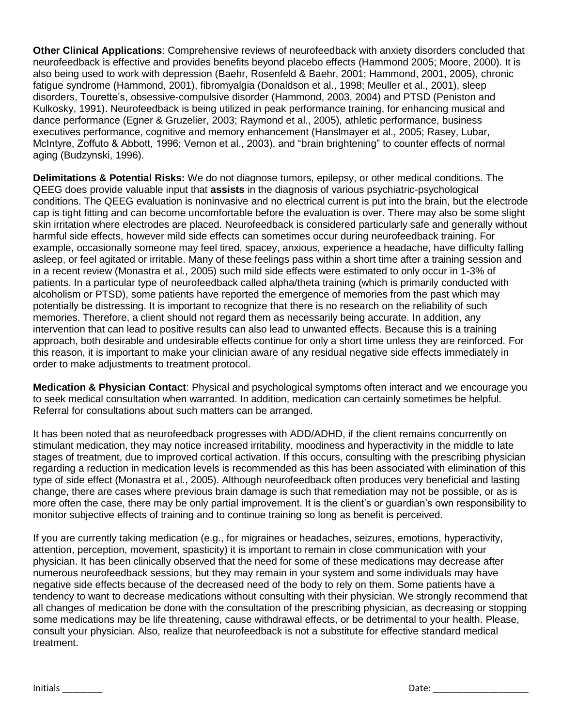**Other Clinical Applications**: Comprehensive reviews of neurofeedback with anxiety disorders concluded that neurofeedback is effective and provides benefits beyond placebo effects (Hammond 2005; Moore, 2000). It is also being used to work with depression (Baehr, Rosenfeld & Baehr, 2001; Hammond, 2001, 2005), chronic fatigue syndrome (Hammond, 2001), fibromyalgia (Donaldson et al., 1998; Meuller et al., 2001), sleep disorders, Tourette's, obsessive-compulsive disorder (Hammond, 2003, 2004) and PTSD (Peniston and Kulkosky, 1991). Neurofeedback is being utilized in peak performance training, for enhancing musical and dance performance (Egner & Gruzelier, 2003; Raymond et al., 2005), athletic performance, business executives performance, cognitive and memory enhancement (Hanslmayer et al., 2005; Rasey, Lubar, McIntyre, Zoffuto & Abbott, 1996; Vernon et al., 2003), and "brain brightening" to counter effects of normal aging (Budzynski, 1996).

**Delimitations & Potential Risks:** We do not diagnose tumors, epilepsy, or other medical conditions. The QEEG does provide valuable input that **assists** in the diagnosis of various psychiatric-psychological conditions. The QEEG evaluation is noninvasive and no electrical current is put into the brain, but the electrode cap is tight fitting and can become uncomfortable before the evaluation is over. There may also be some slight skin irritation where electrodes are placed. Neurofeedback is considered particularly safe and generally without harmful side effects, however mild side effects can sometimes occur during neurofeedback training. For example, occasionally someone may feel tired, spacey, anxious, experience a headache, have difficulty falling asleep, or feel agitated or irritable. Many of these feelings pass within a short time after a training session and in a recent review (Monastra et al., 2005) such mild side effects were estimated to only occur in 1-3% of patients. In a particular type of neurofeedback called alpha/theta training (which is primarily conducted with alcoholism or PTSD), some patients have reported the emergence of memories from the past which may potentially be distressing. It is important to recognize that there is no research on the reliability of such memories. Therefore, a client should not regard them as necessarily being accurate. In addition, any intervention that can lead to positive results can also lead to unwanted effects. Because this is a training approach, both desirable and undesirable effects continue for only a short time unless they are reinforced. For this reason, it is important to make your clinician aware of any residual negative side effects immediately in order to make adjustments to treatment protocol.

**Medication & Physician Contact**: Physical and psychological symptoms often interact and we encourage you to seek medical consultation when warranted. In addition, medication can certainly sometimes be helpful. Referral for consultations about such matters can be arranged.

It has been noted that as neurofeedback progresses with ADD/ADHD, if the client remains concurrently on stimulant medication, they may notice increased irritability, moodiness and hyperactivity in the middle to late stages of treatment, due to improved cortical activation. If this occurs, consulting with the prescribing physician regarding a reduction in medication levels is recommended as this has been associated with elimination of this type of side effect (Monastra et al., 2005). Although neurofeedback often produces very beneficial and lasting change, there are cases where previous brain damage is such that remediation may not be possible, or as is more often the case, there may be only partial improvement. It is the client's or guardian's own responsibility to monitor subjective effects of training and to continue training so long as benefit is perceived.

If you are currently taking medication (e.g., for migraines or headaches, seizures, emotions, hyperactivity, attention, perception, movement, spasticity) it is important to remain in close communication with your physician. It has been clinically observed that the need for some of these medications may decrease after numerous neurofeedback sessions, but they may remain in your system and some individuals may have negative side effects because of the decreased need of the body to rely on them. Some patients have a tendency to want to decrease medications without consulting with their physician. We strongly recommend that all changes of medication be done with the consultation of the prescribing physician, as decreasing or stopping some medications may be life threatening, cause withdrawal effects, or be detrimental to your health. Please, consult your physician. Also, realize that neurofeedback is not a substitute for effective standard medical treatment.

Initials ________ Date: ___________________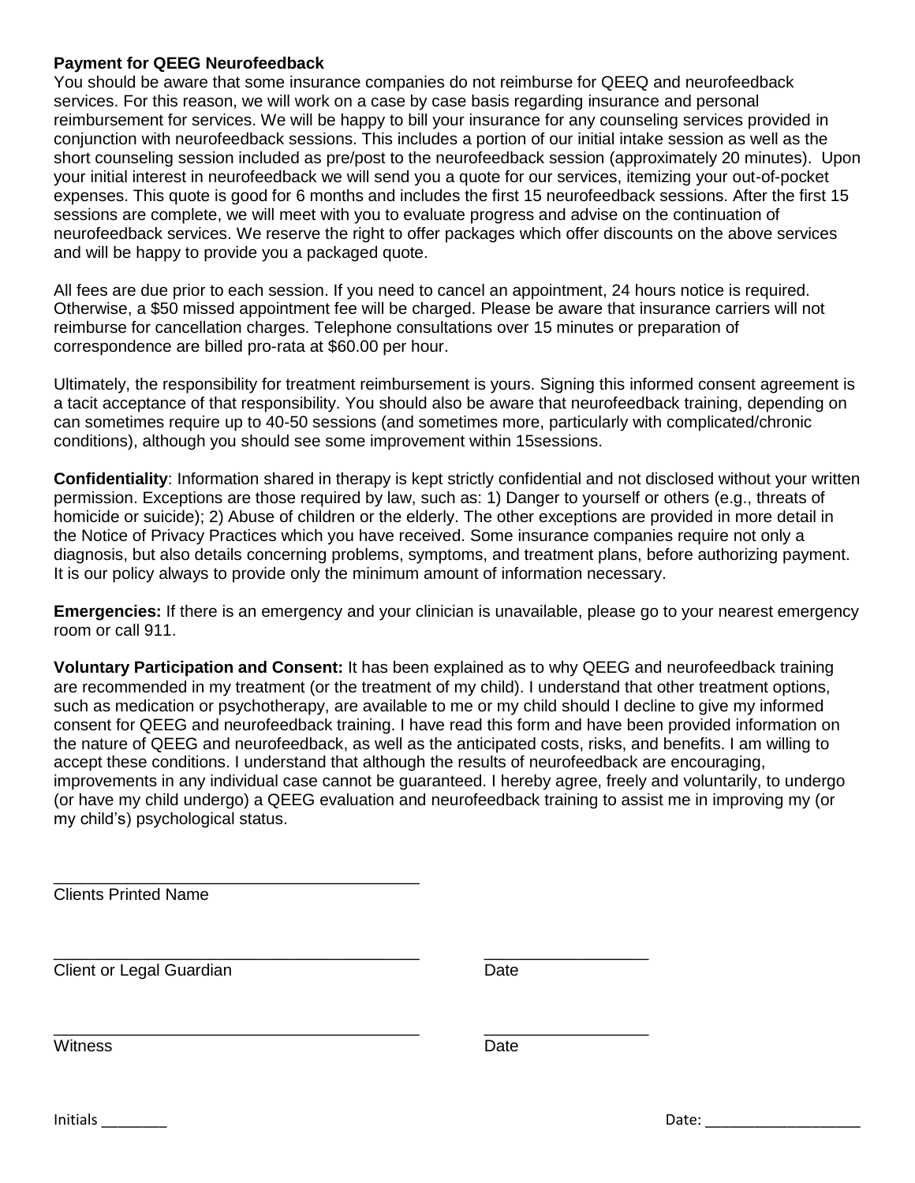**Payment for QEEG Neurofeedback**

You should be aware that some insurance companies do not reimburse for QEEQ and neurofeedback services. For this reason, we will work on a case by case basis regarding insurance and personal reimbursement for services. We will be happy to bill your insurance for any counseling services provided in conjunction with neurofeedback sessions. This includes a portion of our initial intake session as well as the short counseling session included as pre/post to the neurofeedback session (approximately 20 minutes). Upon your initial interest in neurofeedback we will send you a quote for our services, itemizing your out-of-pocket expenses. This quote is good for 6 months and includes the first 15 neurofeedback sessions. After the first 15 sessions are complete, we will meet with you to evaluate progress and advise on the continuation of neurofeedback services. We reserve the right to offer packages which offer discounts on the above services and will be happy to provide you a packaged quote.

All fees are due prior to each session. If you need to cancel an appointment, 24 hours notice is required. Otherwise, a $50 missed appointment fee will be charged. Please be aware that insurance carriers will not reimburse for cancellation charges. Telephone consultations over 15 minutes or preparation of correspondence are billed pro-rata at $60.00 per hour.

Ultimately, the responsibility for treatment reimbursement is yours. Signing this informed consent agreement is a tacit acceptance of that responsibility. You should also be aware that neurofeedback training, depending on can sometimes require up to 40-50 sessions (and sometimes more, particularly with complicated/chronic conditions), although you should see some improvement within 15sessions.

**Confidentiality**: Information shared in therapy is kept strictly confidential and not disclosed without your written permission. Exceptions are those required by law, such as: 1) Danger to yourself or others (e.g., threats of homicide or suicide); 2) Abuse of children or the elderly. The other exceptions are provided in more detail in the Notice of Privacy Practices which you have received. Some insurance companies require not only a diagnosis, but also details concerning problems, symptoms, and treatment plans, before authorizing payment. It is our policy always to provide only the minimum amount of information necessary.

**Emergencies:** If there is an emergency and your clinician is unavailable, please go to your nearest emergency room or call 911.

**Voluntary Participation and Consent:** It has been explained as to why QEEG and neurofeedback training are recommended in my treatment (or the treatment of my child). I understand that other treatment options, such as medication or psychotherapy, are available to me or my child should I decline to give my informed consent for QEEG and neurofeedback training. I have read this form and have been provided information on the nature of QEEG and neurofeedback, as well as the anticipated costs, risks, and benefits. I am willing to accept these conditions. I understand that although the results of neurofeedback are encouraging, improvements in any individual case cannot be guaranteed. I hereby agree, freely and voluntarily, to undergo (or have my child undergo) a QEEG evaluation and neurofeedback training to assist me in improving my (or my child's) psychological status.

_________________________________________
Clients Printed Name

_________________________________________ __________________
Client or Legal Guardian Date

_________________________________________ __________________
Witness Date

Initials ________ Date: ___________________